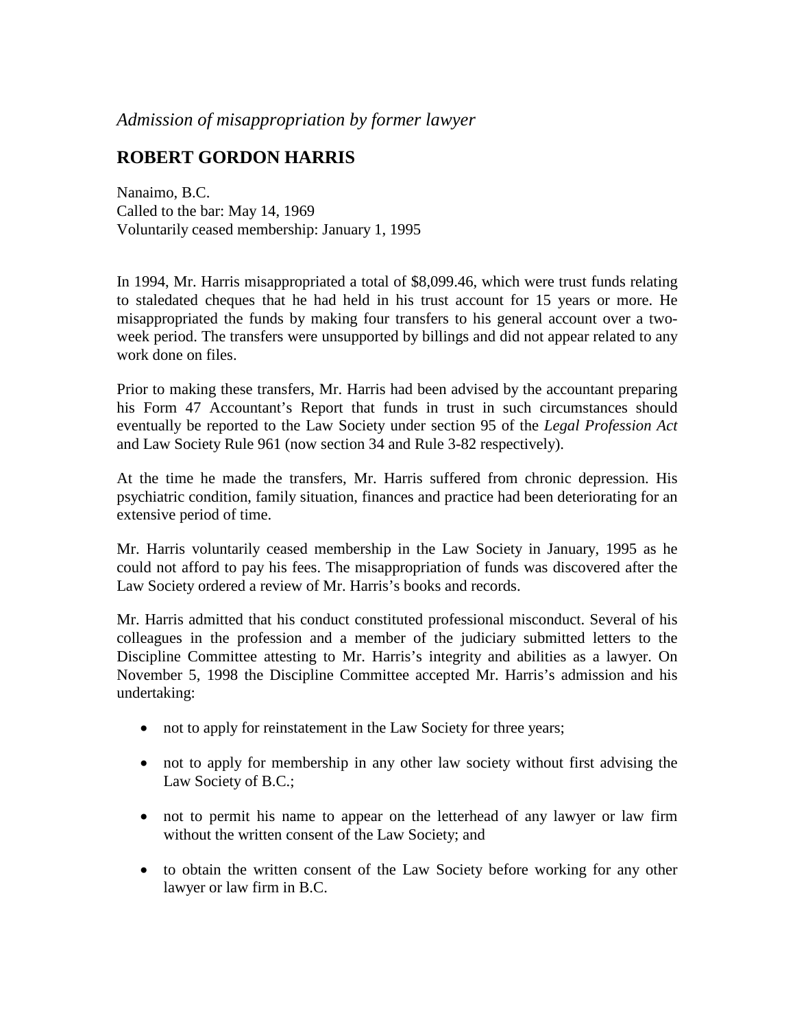*Admission of misappropriation by former lawyer*

## ROBERT GORDON HARRIS

Nanaimo, B.C.
Called to the bar: May 14, 1969
Voluntarily ceased membership: January 1, 1995

In 1994, Mr. Harris misappropriated a total of $8,099.46, which were trust funds relating to staledated cheques that he had held in his trust account for 15 years or more. He misappropriated the funds by making four transfers to his general account over a two-week period. The transfers were unsupported by billings and did not appear related to any work done on files.

Prior to making these transfers, Mr. Harris had been advised by the accountant preparing his Form 47 Accountant's Report that funds in trust in such circumstances should eventually be reported to the Law Society under section 95 of the *Legal Profession Act* and Law Society Rule 961 (now section 34 and Rule 3-82 respectively).

At the time he made the transfers, Mr. Harris suffered from chronic depression. His psychiatric condition, family situation, finances and practice had been deteriorating for an extensive period of time.

Mr. Harris voluntarily ceased membership in the Law Society in January, 1995 as he could not afford to pay his fees. The misappropriation of funds was discovered after the Law Society ordered a review of Mr. Harris's books and records.

Mr. Harris admitted that his conduct constituted professional misconduct. Several of his colleagues in the profession and a member of the judiciary submitted letters to the Discipline Committee attesting to Mr. Harris's integrity and abilities as a lawyer. On November 5, 1998 the Discipline Committee accepted Mr. Harris's admission and his undertaking:

- not to apply for reinstatement in the Law Society for three years;
- not to apply for membership in any other law society without first advising the Law Society of B.C.;
- not to permit his name to appear on the letterhead of any lawyer or law firm without the written consent of the Law Society; and
- to obtain the written consent of the Law Society before working for any other lawyer or law firm in B.C.